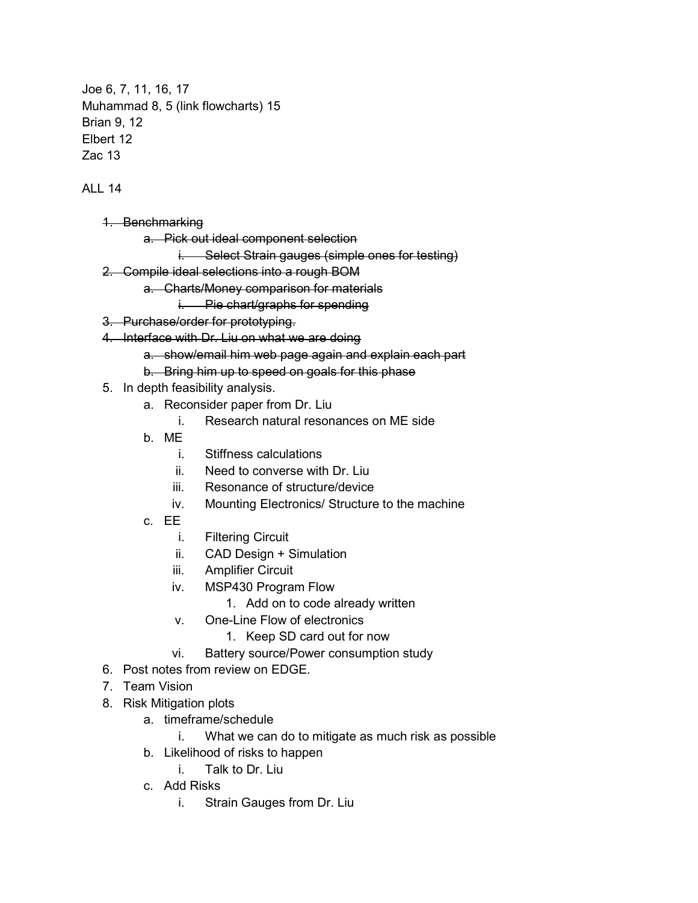Joe 6, 7, 11, 16, 17
Muhammad 8, 5 (link flowcharts) 15
Brian 9, 12
Elbert 12
Zac 13

ALL 14

1. ~~Benchmarking~~
    a. ~~Pick out ideal component selection~~
        i. ~~Select Strain gauges (simple ones for testing)~~
2. ~~Compile ideal selections into a rough BOM~~
    a. ~~Charts/Money comparison for materials~~
        i. ~~Pie chart/graphs for spending~~
3. ~~Purchase/order for prototyping.~~
4. ~~Interface with Dr. Liu on what we are doing~~
    a. ~~show/email him web page again and explain each part~~
    b. ~~Bring him up to speed on goals for this phase~~
5. In depth feasibility analysis.
    a. Reconsider paper from Dr. Liu
        i. Research natural resonances on ME side
    b. ME
        i. Stiffness calculations
        ii. Need to converse with Dr. Liu
        iii. Resonance of structure/device
        iv. Mounting Electronics/ Structure to the machine
    c. EE
        i. Filtering Circuit
        ii. CAD Design + Simulation
        iii. Amplifier Circuit
        iv. MSP430 Program Flow
            1. Add on to code already written
        v. One-Line Flow of electronics
            1. Keep SD card out for now
        vi. Battery source/Power consumption study
6. Post notes from review on EDGE.
7. Team Vision
8. Risk Mitigation plots
    a. timeframe/schedule
        i. What we can do to mitigate as much risk as possible
    b. Likelihood of risks to happen
        i. Talk to Dr. Liu
    c. Add Risks
        i. Strain Gauges from Dr. Liu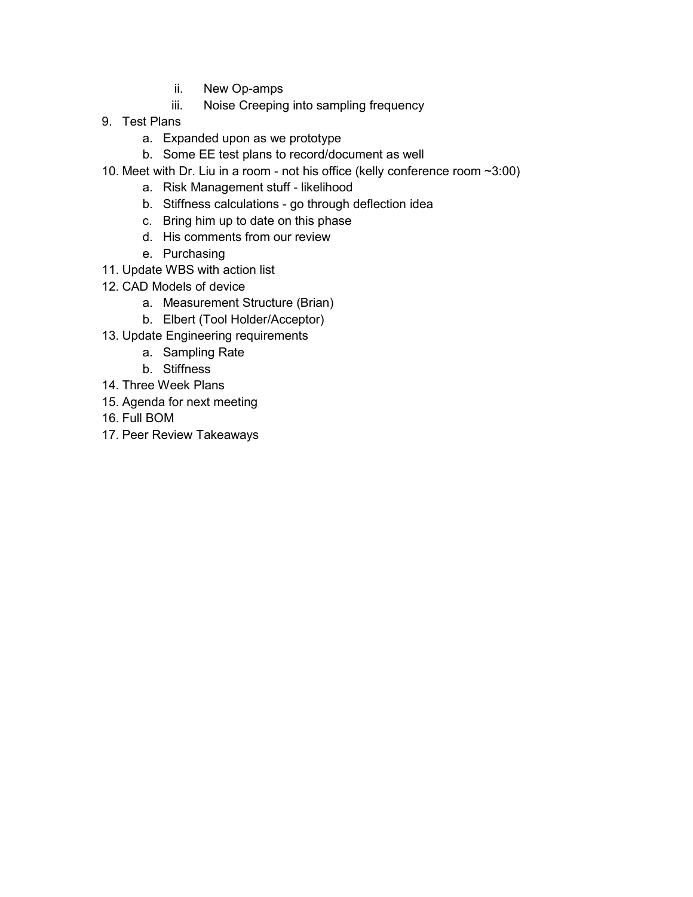- ii. New Op-amps
   - iii. Noise Creeping into sampling frequency

9. Test Plans
   - a. Expanded upon as we prototype
   - b. Some EE test plans to record/document as well
10. Meet with Dr. Liu in a room - not his office (kelly conference room ~3:00)
    - a. Risk Management stuff - likelihood
    - b. Stiffness calculations - go through deflection idea
    - c. Bring him up to date on this phase
    - d. His comments from our review
    - e. Purchasing
11. Update WBS with action list
12. CAD Models of device
    - a. Measurement Structure (Brian)
    - b. Elbert (Tool Holder/Acceptor)
13. Update Engineering requirements
    - a. Sampling Rate
    - b. Stiffness
14. Three Week Plans
15. Agenda for next meeting
16. Full BOM
17. Peer Review Takeaways